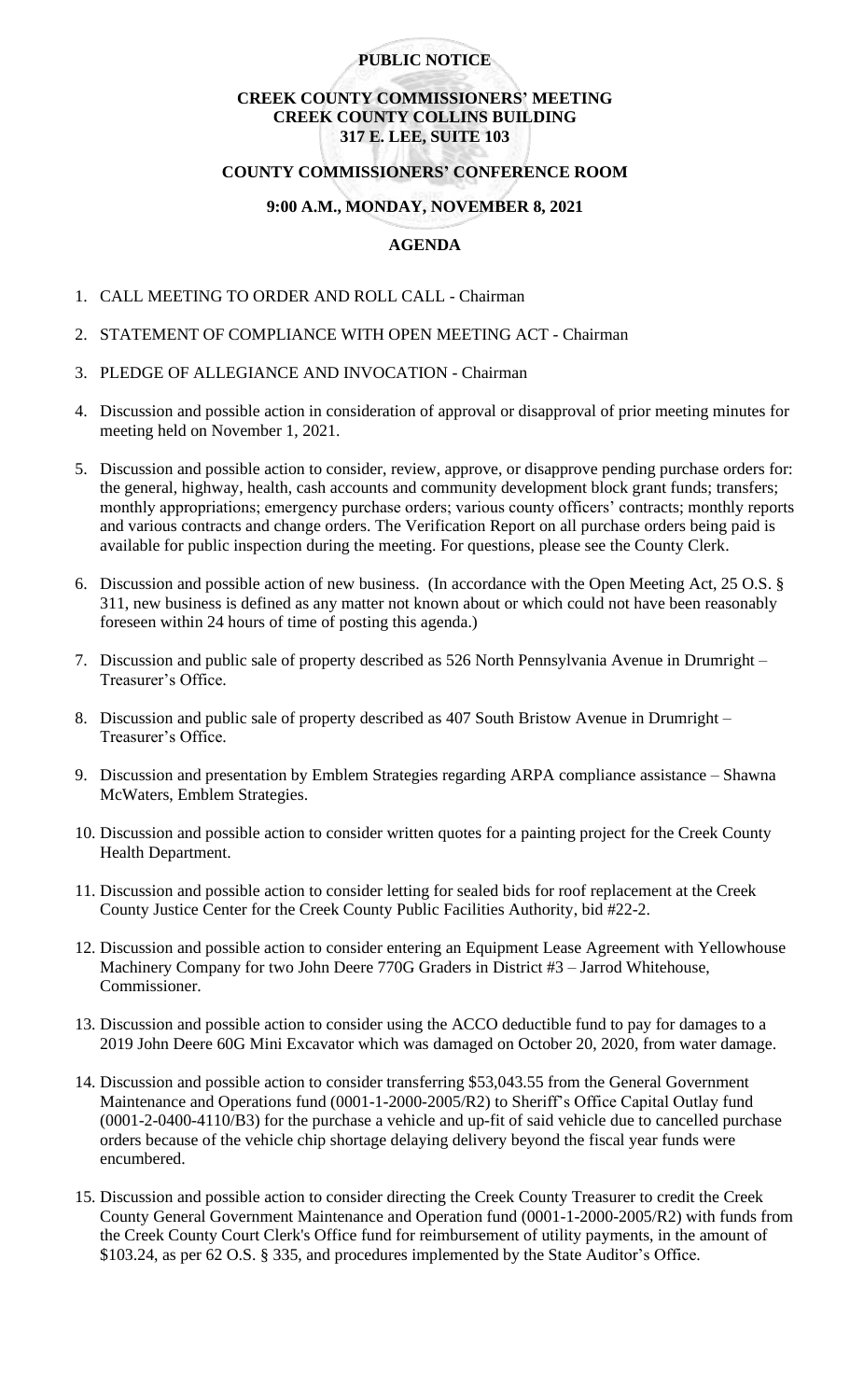**PUBLIC NOTICE**

**CREEK COUNTY COMMISSIONERS' MEETING**
**CREEK COUNTY COLLINS BUILDING**
**317 E. LEE, SUITE 103**

**COUNTY COMMISSIONERS' CONFERENCE ROOM**

**9:00 A.M., MONDAY, NOVEMBER 8, 2021**

**AGENDA**

1. CALL MEETING TO ORDER AND ROLL CALL - Chairman

2. STATEMENT OF COMPLIANCE WITH OPEN MEETING ACT - Chairman

3. PLEDGE OF ALLEGIANCE AND INVOCATION - Chairman

4. Discussion and possible action in consideration of approval or disapproval of prior meeting minutes for meeting held on November 1, 2021.

5. Discussion and possible action to consider, review, approve, or disapprove pending purchase orders for: the general, highway, health, cash accounts and community development block grant funds; transfers; monthly appropriations; emergency purchase orders; various county officers' contracts; monthly reports and various contracts and change orders. The Verification Report on all purchase orders being paid is available for public inspection during the meeting. For questions, please see the County Clerk.

6. Discussion and possible action of new business. (In accordance with the Open Meeting Act, 25 O.S. § 311, new business is defined as any matter not known about or which could not have been reasonably foreseen within 24 hours of time of posting this agenda.)

7. Discussion and public sale of property described as 526 North Pennsylvania Avenue in Drumright – Treasurer's Office.

8. Discussion and public sale of property described as 407 South Bristow Avenue in Drumright – Treasurer's Office.

9. Discussion and presentation by Emblem Strategies regarding ARPA compliance assistance – Shawna McWaters, Emblem Strategies.

10. Discussion and possible action to consider written quotes for a painting project for the Creek County Health Department.

11. Discussion and possible action to consider letting for sealed bids for roof replacement at the Creek County Justice Center for the Creek County Public Facilities Authority, bid #22-2.

12. Discussion and possible action to consider entering an Equipment Lease Agreement with Yellowhouse Machinery Company for two John Deere 770G Graders in District #3 – Jarrod Whitehouse, Commissioner.

13. Discussion and possible action to consider using the ACCO deductible fund to pay for damages to a 2019 John Deere 60G Mini Excavator which was damaged on October 20, 2020, from water damage.

14. Discussion and possible action to consider transferring $53,043.55 from the General Government Maintenance and Operations fund (0001-1-2000-2005/R2) to Sheriff's Office Capital Outlay fund (0001-2-0400-4110/B3) for the purchase a vehicle and up-fit of said vehicle due to cancelled purchase orders because of the vehicle chip shortage delaying delivery beyond the fiscal year funds were encumbered.

15. Discussion and possible action to consider directing the Creek County Treasurer to credit the Creek County General Government Maintenance and Operation fund (0001-1-2000-2005/R2) with funds from the Creek County Court Clerk's Office fund for reimbursement of utility payments, in the amount of $103.24, as per 62 O.S. § 335, and procedures implemented by the State Auditor's Office.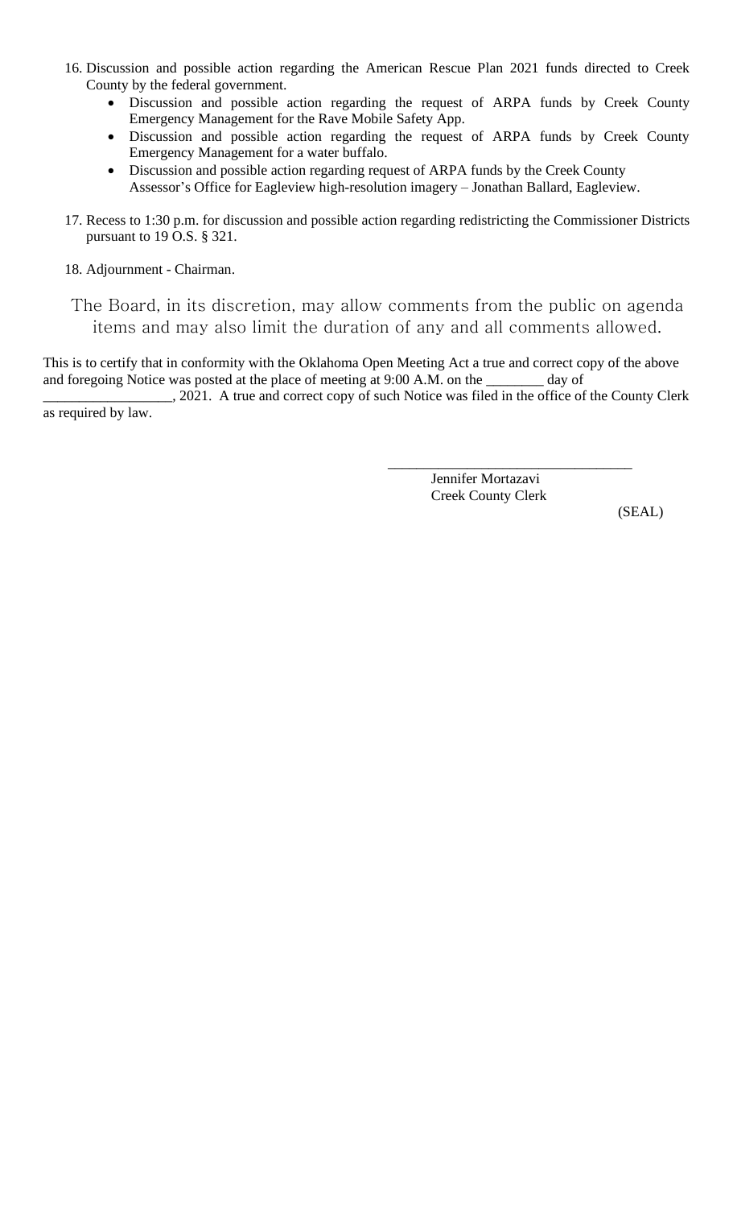16. Discussion and possible action regarding the American Rescue Plan 2021 funds directed to Creek County by the federal government.
    - Discussion and possible action regarding the request of ARPA funds by Creek County Emergency Management for the Rave Mobile Safety App.
    - Discussion and possible action regarding the request of ARPA funds by Creek County Emergency Management for a water buffalo.
    - Discussion and possible action regarding request of ARPA funds by the Creek County Assessor's Office for Eagleview high-resolution imagery – Jonathan Ballard, Eagleview.

17. Recess to 1:30 p.m. for discussion and possible action regarding redistricting the Commissioner Districts pursuant to 19 O.S. § 321.

18. Adjournment - Chairman.

The Board, in its discretion, may allow comments from the public on agenda items and may also limit the duration of any and all comments allowed.

This is to certify that in conformity with the Oklahoma Open Meeting Act a true and correct copy of the above and foregoing Notice was posted at the place of meeting at 9:00 A.M. on the ________ day of __________________, 2021. A true and correct copy of such Notice was filed in the office of the County Clerk as required by law.

__________________________________

Jennifer Mortazavi
Creek County Clerk

(SEAL)